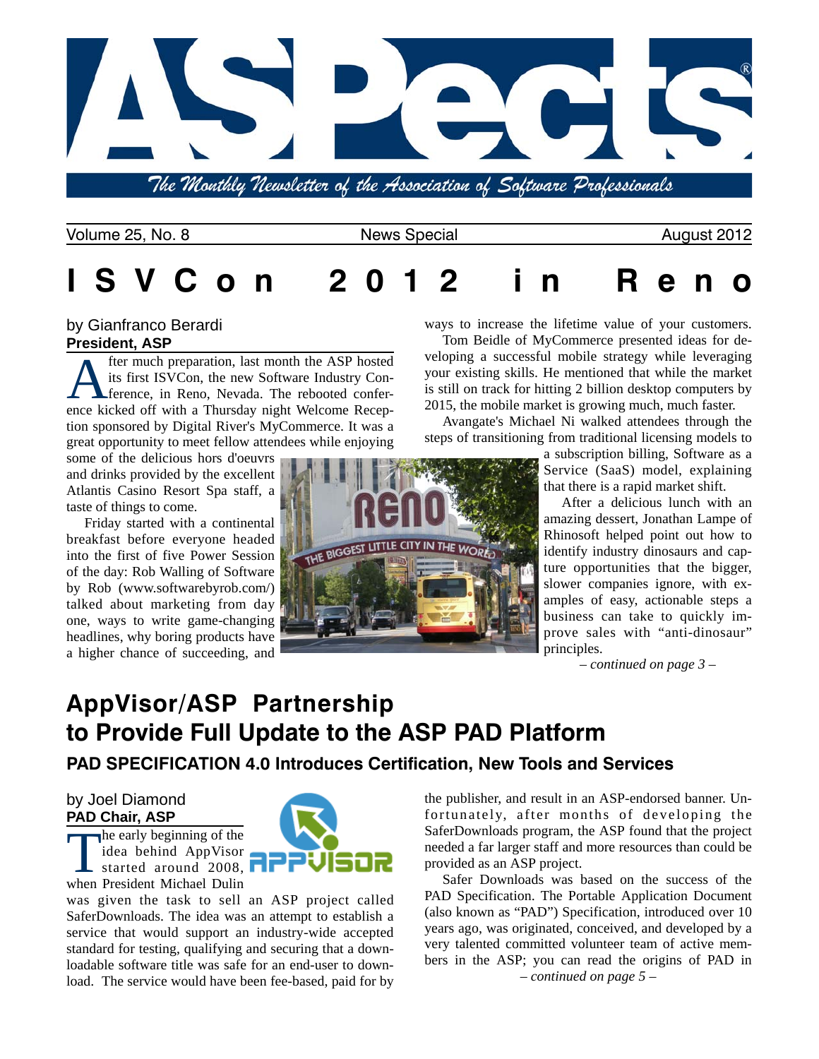# ASPects

*The Monthly Newsletter of the Association of Software Professionals*

Volume 25, No. 8 — News Special — August 2012

# ISVCon 2012 in Reno

by Gianfranco Berardi
**President, ASP**

After much preparation, last month the ASP hosted its first ISVCon, the new Software Industry Conference, in Reno, Nevada. The rebooted conference kicked off with a Thursday night Welcome Reception sponsored by Digital River's MyCommerce. It was a great opportunity to meet fellow attendees while enjoying some of the delicious hors d'oeuvrs and drinks provided by the excellent Atlantis Casino Resort Spa staff, a taste of things to come.

Friday started with a continental breakfast before everyone headed into the first of five Power Session of the day: Rob Walling of Software by Rob (www.softwarebyrob.com/) talked about marketing from day one, ways to write game-changing headlines, why boring products have a higher chance of succeeding, and ways to increase the lifetime value of your customers.

Tom Beidle of MyCommerce presented ideas for developing a successful mobile strategy while leveraging your existing skills. He mentioned that while the market is still on track for hitting 2 billion desktop computers by 2015, the mobile market is growing much, much faster.

Avangate's Michael Ni walked attendees through the steps of transitioning from traditional licensing models to a subscription billing, Software as a Service (SaaS) model, explaining that there is a rapid market shift.

After a delicious lunch with an amazing dessert, Jonathan Lampe of Rhinosoft helped point out how to identify industry dinosaurs and capture opportunities that the bigger, slower companies ignore, with examples of easy, actionable steps a business can take to quickly improve sales with "anti-dinosaur" principles.

*– continued on page 3 –*

# AppVisor/ASP Partnership to Provide Full Update to the ASP PAD Platform

### PAD SPECIFICATION 4.0 Introduces Certification, New Tools and Services

by Joel Diamond
**PAD Chair, ASP**

The early beginning of the idea behind AppVisor started around 2008, when President Michael Dulin was given the task to sell an ASP project called SaferDownloads. The idea was an attempt to establish a service that would support an industry-wide accepted standard for testing, qualifying and securing that a downloadable software title was safe for an end-user to download. The service would have been fee-based, paid for by the publisher, and result in an ASP-endorsed banner. Unfortunately, after months of developing the SaferDownloads program, the ASP found that the project needed a far larger staff and more resources than could be provided as an ASP project.

Safer Downloads was based on the success of the PAD Specification. The Portable Application Document (also known as "PAD") Specification, introduced over 10 years ago, was originated, conceived, and developed by a very talented committed volunteer team of active members in the ASP; you can read the origins of PAD in

*– continued on page 5 –*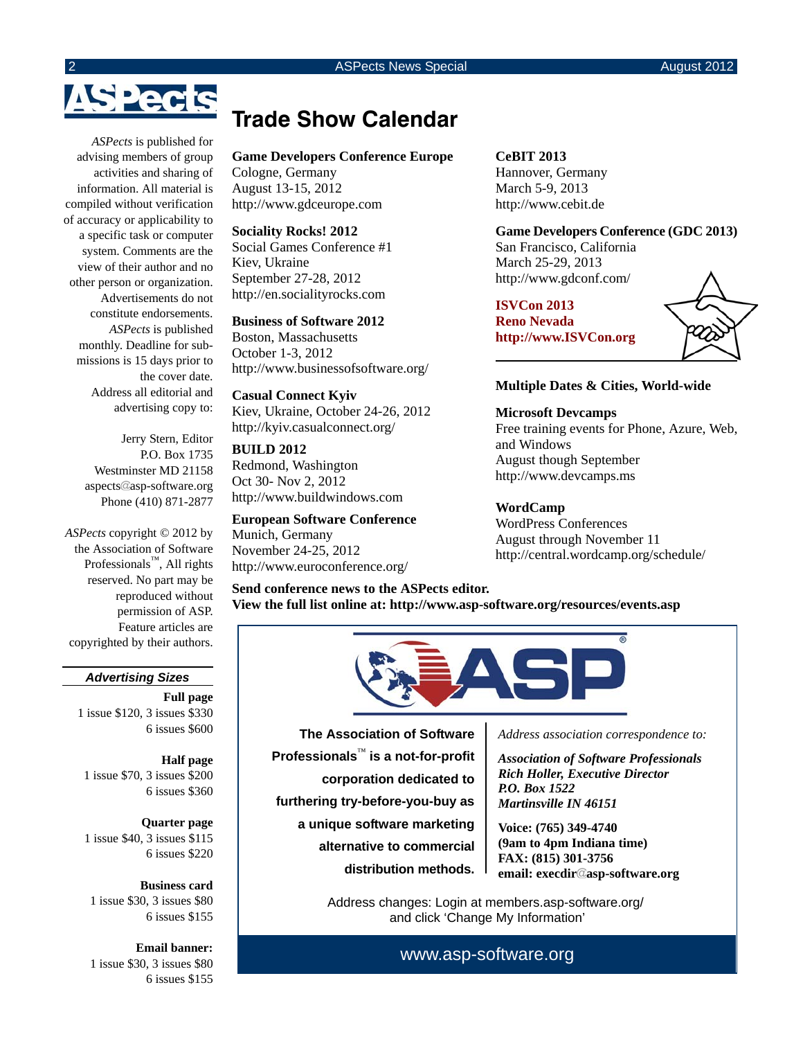*ASPects* is published for advising members of group activities and sharing of information. All material is compiled without verification of accuracy or applicability to a specific task or computer system. Comments are the view of their author and no other person or organization. Advertisements do not constitute endorsements. *ASPects* is published monthly. Deadline for submissions is 15 days prior to the cover date. Address all editorial and advertising copy to:

Jerry Stern, Editor
P.O. Box 1735
Westminster MD 21158
aspects@asp-software.org
Phone (410) 871-2877

*ASPects* copyright © 2012 by the Association of Software Professionals™, All rights reserved. No part may be reproduced without permission of ASP. Feature articles are copyrighted by their authors.

### *Advertising Sizes*

**Full page**
1 issue $120, 3 issues $330
6 issues $600

**Half page**
1 issue $70, 3 issues $200
6 issues $360

**Quarter page**
1 issue $40, 3 issues $115
6 issues $220

**Business card**
1 issue $30, 3 issues $80
6 issues $155

**Email banner:**
1 issue $30, 3 issues $80
6 issues $155

# Trade Show Calendar

**Game Developers Conference Europe**
Cologne, Germany
August 13-15, 2012
http://www.gdceurope.com

**Sociality Rocks! 2012**
Social Games Conference #1
Kiev, Ukraine
September 27-28, 2012
http://en.socialityrocks.com

**Business of Software 2012**
Boston, Massachusetts
October 1-3, 2012
http://www.businessofsoftware.org/

**Casual Connect Kyiv**
Kiev, Ukraine, October 24-26, 2012
http://kyiv.casualconnect.org/

**BUILD 2012**
Redmond, Washington
Oct 30- Nov 2, 2012
http://www.buildwindows.com

**European Software Conference**
Munich, Germany
November 24-25, 2012
http://www.euroconference.org/

**CeBIT 2013**
Hannover, Germany
March 5-9, 2013
http://www.cebit.de

**Game Developers Conference (GDC 2013)**
San Francisco, California
March 25-29, 2013
http://www.gdconf.com/

**ISVCon 2013**
**Reno Nevada**
**http://www.ISVCon.org**

**Multiple Dates & Cities, World-wide**

**Microsoft Devcamps**
Free training events for Phone, Azure, Web, and Windows
August though September
http://www.devcamps.ms

**WordCamp**
WordPress Conferences
August through November 11
http://central.wordcamp.org/schedule/

**Send conference news to the ASPects editor.**
**View the full list online at: http://www.asp-software.org/resources/events.asp**

---

**The Association of Software Professionals™ is a not-for-profit corporation dedicated to furthering try-before-you-buy as a unique software marketing alternative to commercial distribution methods.**

*Address association correspondence to:*

***Association of Software Professionals***
***Rich Holler, Executive Director***
***P.O. Box 1522***
***Martinsville IN 46151***

**Voice: (765) 349-4740**
**(9am to 4pm Indiana time)**
**FAX: (815) 301-3756**
**email: execdir@asp-software.org**

Address changes: Login at members.asp-software.org/ and click 'Change My Information'

www.asp-software.org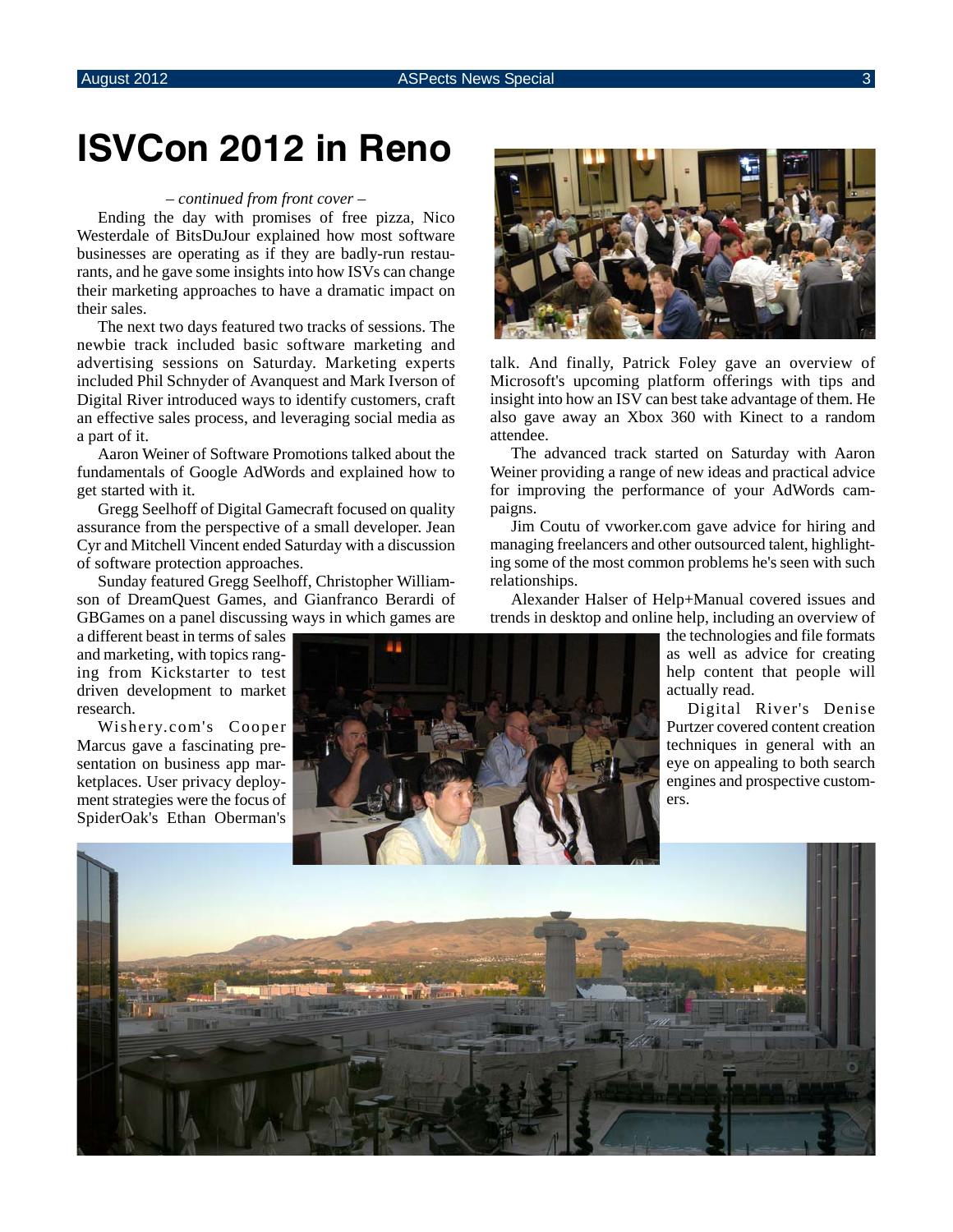# ISVCon 2012 in Reno

*– continued from front cover –*

Ending the day with promises of free pizza, Nico Westerdale of BitsDuJour explained how most software businesses are operating as if they are badly-run restaurants, and he gave some insights into how ISVs can change their marketing approaches to have a dramatic impact on their sales.

The next two days featured two tracks of sessions. The newbie track included basic software marketing and advertising sessions on Saturday. Marketing experts included Phil Schnyder of Avanquest and Mark Iverson of Digital River introduced ways to identify customers, craft an effective sales process, and leveraging social media as a part of it.

Aaron Weiner of Software Promotions talked about the fundamentals of Google AdWords and explained how to get started with it.

Gregg Seelhoff of Digital Gamecraft focused on quality assurance from the perspective of a small developer. Jean Cyr and Mitchell Vincent ended Saturday with a discussion of software protection approaches.

Sunday featured Gregg Seelhoff, Christopher Williamson of DreamQuest Games, and Gianfranco Berardi of GBGames on a panel discussing ways in which games are a different beast in terms of sales and marketing, with topics ranging from Kickstarter to test driven development to market research.

Wishery.com's Cooper Marcus gave a fascinating presentation on business app marketplaces. User privacy deployment strategies were the focus of SpiderOak's Ethan Oberman's talk. And finally, Patrick Foley gave an overview of Microsoft's upcoming platform offerings with tips and insight into how an ISV can best take advantage of them. He also gave away an Xbox 360 with Kinect to a random attendee.

The advanced track started on Saturday with Aaron Weiner providing a range of new ideas and practical advice for improving the performance of your AdWords campaigns.

Jim Coutu of vworker.com gave advice for hiring and managing freelancers and other outsourced talent, highlighting some of the most common problems he's seen with such relationships.

Alexander Halser of Help+Manual covered issues and trends in desktop and online help, including an overview of the technologies and file formats as well as advice for creating help content that people will actually read.

Digital River's Denise Purtzer covered content creation techniques in general with an eye on appealing to both search engines and prospective customers.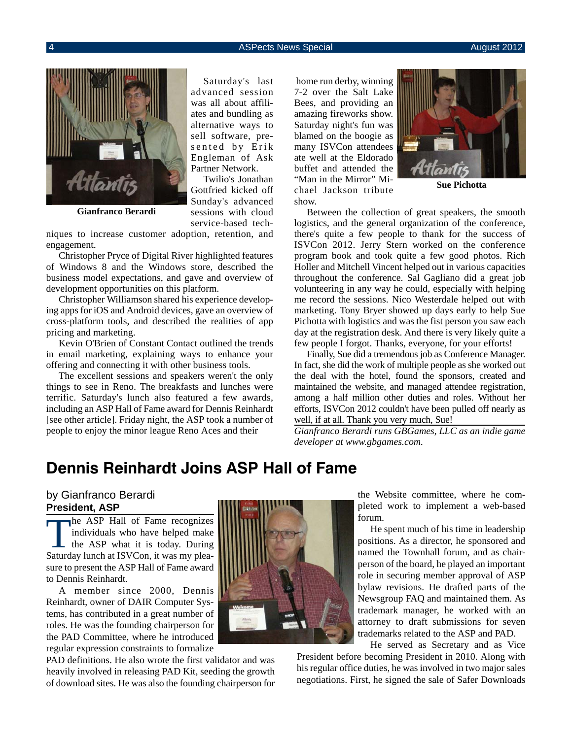Gianfranco Berardi

Saturday's last advanced session was all about affiliates and bundling as alternative ways to sell software, presented by Erik Engleman of Ask Partner Network.

Twilio's Jonathan Gottfried kicked off Sunday's advanced sessions with cloud service-based techniques to increase customer adoption, retention, and engagement.

Christopher Pryce of Digital River highlighted features of Windows 8 and the Windows store, described the business model expectations, and gave and overview of development opportunities on this platform.

Christopher Williamson shared his experience developing apps for iOS and Android devices, gave an overview of cross-platform tools, and described the realities of app pricing and marketing.

Kevin O'Brien of Constant Contact outlined the trends in email marketing, explaining ways to enhance your offering and connecting it with other business tools.

The excellent sessions and speakers weren't the only things to see in Reno. The breakfasts and lunches were terrific. Saturday's lunch also featured a few awards, including an ASP Hall of Fame award for Dennis Reinhardt [see other article]. Friday night, the ASP took a number of people to enjoy the minor league Reno Aces and their home run derby, winning 7-2 over the Salt Lake Bees, and providing an amazing fireworks show. Saturday night's fun was blamed on the boogie as many ISVCon attendees ate well at the Eldorado buffet and attended the "Man in the Mirror" Michael Jackson tribute show.

Sue Pichotta

Between the collection of great speakers, the smooth logistics, and the general organization of the conference, there's quite a few people to thank for the success of ISVCon 2012. Jerry Stern worked on the conference program book and took quite a few good photos. Rich Holler and Mitchell Vincent helped out in various capacities throughout the conference. Sal Gagliano did a great job volunteering in any way he could, especially with helping me record the sessions. Nico Westerdale helped out with marketing. Tony Bryer showed up days early to help Sue Pichotta with logistics and was the fist person you saw each day at the registration desk. And there is very likely quite a few people I forgot. Thanks, everyone, for your efforts!

Finally, Sue did a tremendous job as Conference Manager. In fact, she did the work of multiple people as she worked out the deal with the hotel, found the sponsors, created and maintained the website, and managed attendee registration, among a half million other duties and roles. Without her efforts, ISVCon 2012 couldn't have been pulled off nearly as well, if at all. Thank you very much, Sue!

*Gianfranco Berardi runs GBGames, LLC as an indie game developer at www.gbgames.com.*

# Dennis Reinhardt Joins ASP Hall of Fame

by Gianfranco Berardi
**President, ASP**

The ASP Hall of Fame recognizes individuals who have helped make the ASP what it is today. During Saturday lunch at ISVCon, it was my pleasure to present the ASP Hall of Fame award to Dennis Reinhardt.

A member since 2000, Dennis Reinhardt, owner of DAIR Computer Systems, has contributed in a great number of roles. He was the founding chairperson for the PAD Committee, where he introduced regular expression constraints to formalize PAD definitions. He also wrote the first validator and was heavily involved in releasing PAD Kit, seeding the growth of download sites. He was also the founding chairperson for the Website committee, where he completed work to implement a web-based forum.

He spent much of his time in leadership positions. As a director, he sponsored and named the Townhall forum, and as chairperson of the board, he played an important role in securing member approval of ASP bylaw revisions. He drafted parts of the Newsgroup FAQ and maintained them. As trademark manager, he worked with an attorney to draft submissions for seven trademarks related to the ASP and PAD.

He served as Secretary and as Vice President before becoming President in 2010. Along with his regular office duties, he was involved in two major sales negotiations. First, he signed the sale of Safer Downloads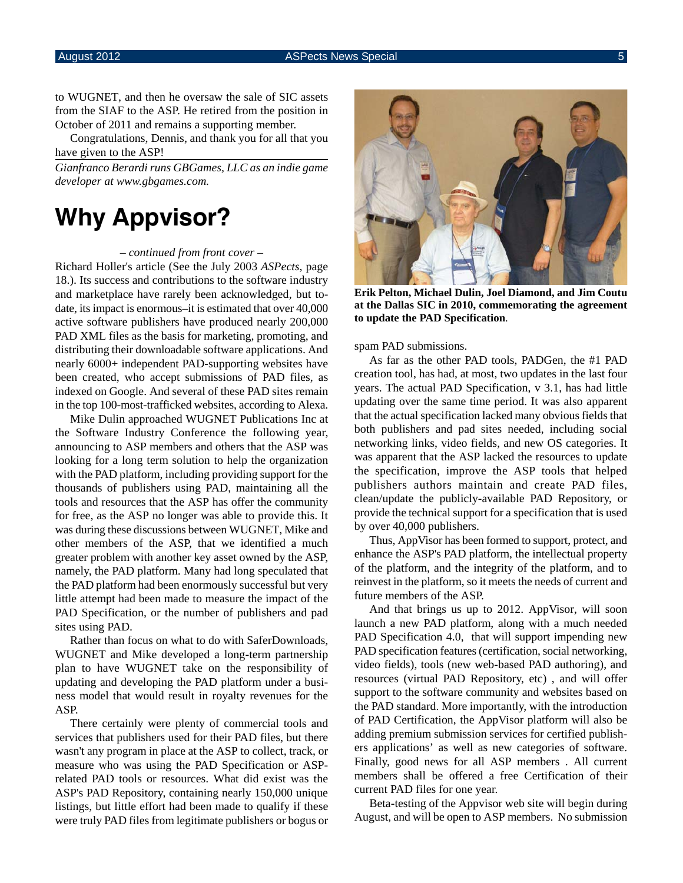to WUGNET, and then he oversaw the sale of SIC assets from the SIAF to the ASP. He retired from the position in October of 2011 and remains a supporting member.

Congratulations, Dennis, and thank you for all that you have given to the ASP!

*Gianfranco Berardi runs GBGames, LLC as an indie game developer at www.gbgames.com.*

# Why Appvisor?

*– continued from front cover –*

Richard Holler's article (See the July 2003 *ASPects*, page 18.). Its success and contributions to the software industry and marketplace have rarely been acknowledged, but to-date, its impact is enormous–it is estimated that over 40,000 active software publishers have produced nearly 200,000 PAD XML files as the basis for marketing, promoting, and distributing their downloadable software applications. And nearly 6000+ independent PAD-supporting websites have been created, who accept submissions of PAD files, as indexed on Google. And several of these PAD sites remain in the top 100-most-trafficked websites, according to Alexa.

Mike Dulin approached WUGNET Publications Inc at the Software Industry Conference the following year, announcing to ASP members and others that the ASP was looking for a long term solution to help the organization with the PAD platform, including providing support for the thousands of publishers using PAD, maintaining all the tools and resources that the ASP has offer the community for free, as the ASP no longer was able to provide this. It was during these discussions between WUGNET, Mike and other members of the ASP, that we identified a much greater problem with another key asset owned by the ASP, namely, the PAD platform. Many had long speculated that the PAD platform had been enormously successful but very little attempt had been made to measure the impact of the PAD Specification, or the number of publishers and pad sites using PAD.

Rather than focus on what to do with SaferDownloads, WUGNET and Mike developed a long-term partnership plan to have WUGNET take on the responsibility of updating and developing the PAD platform under a business model that would result in royalty revenues for the ASP.

There certainly were plenty of commercial tools and services that publishers used for their PAD files, but there wasn't any program in place at the ASP to collect, track, or measure who was using the PAD Specification or ASP-related PAD tools or resources. What did exist was the ASP's PAD Repository, containing nearly 150,000 unique listings, but little effort had been made to qualify if these were truly PAD files from legitimate publishers or bogus or spam PAD submissions.

**Erik Pelton, Michael Dulin, Joel Diamond, and Jim Coutu at the Dallas SIC in 2010, commemorating the agreement to update the PAD Specification**.

As far as the other PAD tools, PADGen, the #1 PAD creation tool, has had, at most, two updates in the last four years. The actual PAD Specification, v 3.1, has had little updating over the same time period. It was also apparent that the actual specification lacked many obvious fields that both publishers and pad sites needed, including social networking links, video fields, and new OS categories. It was apparent that the ASP lacked the resources to update the specification, improve the ASP tools that helped publishers authors maintain and create PAD files, clean/update the publicly-available PAD Repository, or provide the technical support for a specification that is used by over 40,000 publishers.

Thus, AppVisor has been formed to support, protect, and enhance the ASP's PAD platform, the intellectual property of the platform, and the integrity of the platform, and to reinvest in the platform, so it meets the needs of current and future members of the ASP.

And that brings us up to 2012. AppVisor, will soon launch a new PAD platform, along with a much needed PAD Specification 4.0, that will support impending new PAD specification features (certification, social networking, video fields), tools (new web-based PAD authoring), and resources (virtual PAD Repository, etc) , and will offer support to the software community and websites based on the PAD standard. More importantly, with the introduction of PAD Certification, the AppVisor platform will also be adding premium submission services for certified publishers applications' as well as new categories of software. Finally, good news for all ASP members . All current members shall be offered a free Certification of their current PAD files for one year.

Beta-testing of the Appvisor web site will begin during August, and will be open to ASP members. No submission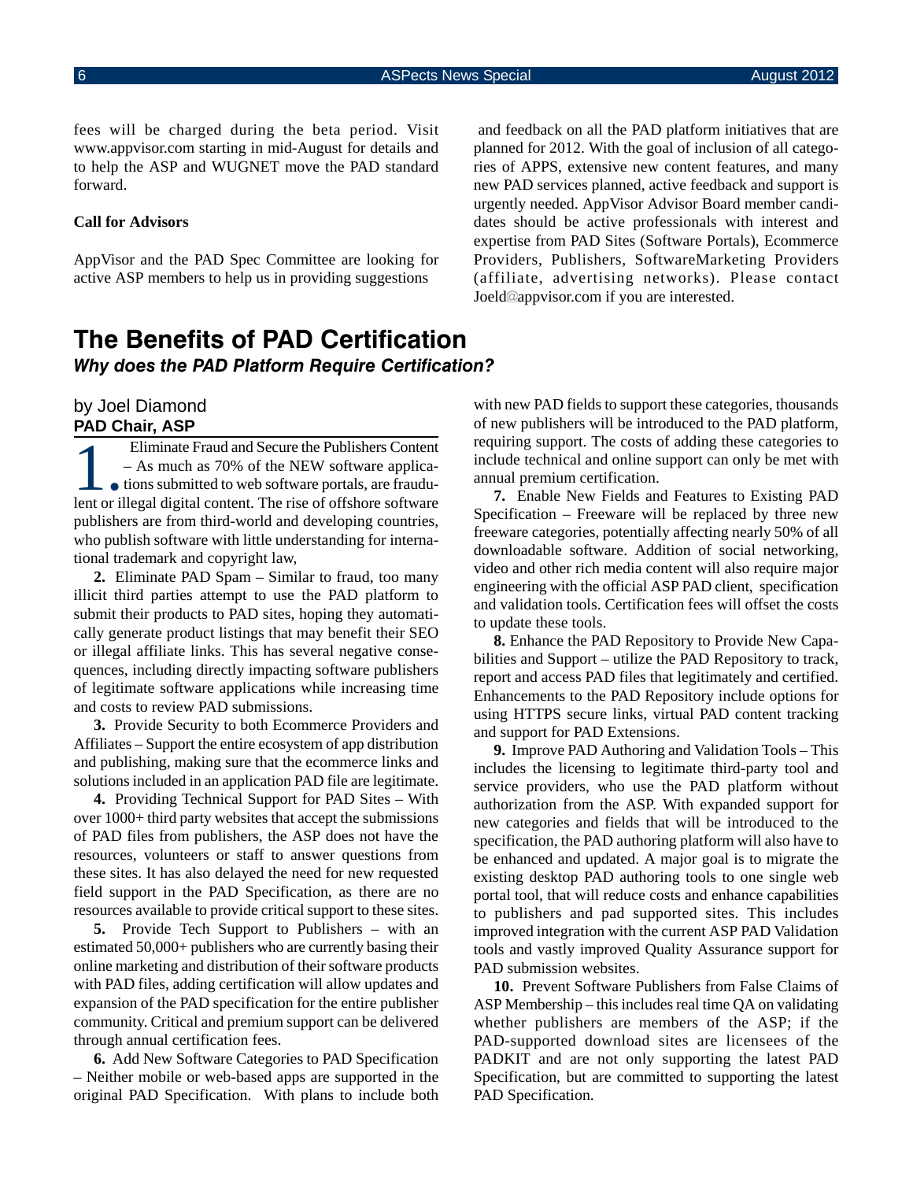fees will be charged during the beta period. Visit www.appvisor.com starting in mid-August for details and to help the ASP and WUGNET move the PAD standard forward.

**Call for Advisors**

AppVisor and the PAD Spec Committee are looking for active ASP members to help us in providing suggestions and feedback on all the PAD platform initiatives that are planned for 2012. With the goal of inclusion of all categories of APPS, extensive new content features, and many new PAD services planned, active feedback and support is urgently needed. AppVisor Advisor Board member candidates should be active professionals with interest and expertise from PAD Sites (Software Portals), Ecommerce Providers, Publishers, SoftwareMarketing Providers (affiliate, advertising networks). Please contact Joeld@appvisor.com if you are interested.

# The Benefits of PAD Certification

### *Why does the PAD Platform Require Certification?*

by Joel Diamond
**PAD Chair, ASP**

**1.** Eliminate Fraud and Secure the Publishers Content – As much as 70% of the NEW software applications submitted to web software portals, are fraudulent or illegal digital content. The rise of offshore software publishers are from third-world and developing countries, who publish software with little understanding for international trademark and copyright law,

**2.** Eliminate PAD Spam – Similar to fraud, too many illicit third parties attempt to use the PAD platform to submit their products to PAD sites, hoping they automatically generate product listings that may benefit their SEO or illegal affiliate links. This has several negative consequences, including directly impacting software publishers of legitimate software applications while increasing time and costs to review PAD submissions.

**3.** Provide Security to both Ecommerce Providers and Affiliates – Support the entire ecosystem of app distribution and publishing, making sure that the ecommerce links and solutions included in an application PAD file are legitimate.

**4.** Providing Technical Support for PAD Sites – With over 1000+ third party websites that accept the submissions of PAD files from publishers, the ASP does not have the resources, volunteers or staff to answer questions from these sites. It has also delayed the need for new requested field support in the PAD Specification, as there are no resources available to provide critical support to these sites.

**5.** Provide Tech Support to Publishers – with an estimated 50,000+ publishers who are currently basing their online marketing and distribution of their software products with PAD files, adding certification will allow updates and expansion of the PAD specification for the entire publisher community. Critical and premium support can be delivered through annual certification fees.

**6.** Add New Software Categories to PAD Specification – Neither mobile or web-based apps are supported in the original PAD Specification. With plans to include both with new PAD fields to support these categories, thousands of new publishers will be introduced to the PAD platform, requiring support. The costs of adding these categories to include technical and online support can only be met with annual premium certification.

**7.** Enable New Fields and Features to Existing PAD Specification – Freeware will be replaced by three new freeware categories, potentially affecting nearly 50% of all downloadable software. Addition of social networking, video and other rich media content will also require major engineering with the official ASP PAD client, specification and validation tools. Certification fees will offset the costs to update these tools.

**8.** Enhance the PAD Repository to Provide New Capabilities and Support – utilize the PAD Repository to track, report and access PAD files that legitimately and certified. Enhancements to the PAD Repository include options for using HTTPS secure links, virtual PAD content tracking and support for PAD Extensions.

**9.** Improve PAD Authoring and Validation Tools – This includes the licensing to legitimate third-party tool and service providers, who use the PAD platform without authorization from the ASP. With expanded support for new categories and fields that will be introduced to the specification, the PAD authoring platform will also have to be enhanced and updated. A major goal is to migrate the existing desktop PAD authoring tools to one single web portal tool, that will reduce costs and enhance capabilities to publishers and pad supported sites. This includes improved integration with the current ASP PAD Validation tools and vastly improved Quality Assurance support for PAD submission websites.

**10.** Prevent Software Publishers from False Claims of ASP Membership – this includes real time QA on validating whether publishers are members of the ASP; if the PAD-supported download sites are licensees of the PADKIT and are not only supporting the latest PAD Specification, but are committed to supporting the latest PAD Specification.